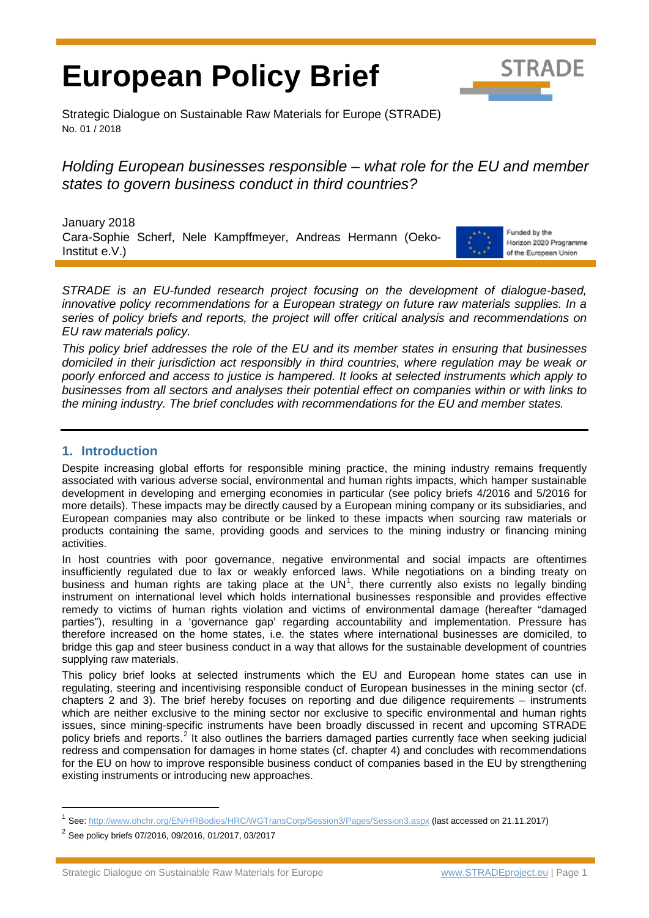# European Policy Brief

Strategic Dialogue on Sustainable Raw Materials for Europe (STRADE)
No. 01 / 2018

## *Holding European businesses responsible – what role for the EU and member states to govern business conduct in third countries?*

January 2018
Cara-Sophie Scherf, Nele Kampffmeyer, Andreas Hermann (Oeko-Institut e.V.)

Funded by the Horizon 2020 Programme of the European Union

*STRADE is an EU-funded research project focusing on the development of dialogue-based, innovative policy recommendations for a European strategy on future raw materials supplies. In a series of policy briefs and reports, the project will offer critical analysis and recommendations on EU raw materials policy.*

*This policy brief addresses the role of the EU and its member states in ensuring that businesses domiciled in their jurisdiction act responsibly in third countries, where regulation may be weak or poorly enforced and access to justice is hampered. It looks at selected instruments which apply to businesses from all sectors and analyses their potential effect on companies within or with links to the mining industry. The brief concludes with recommendations for the EU and member states.*

## 1. Introduction

Despite increasing global efforts for responsible mining practice, the mining industry remains frequently associated with various adverse social, environmental and human rights impacts, which hamper sustainable development in developing and emerging economies in particular (see policy briefs 4/2016 and 5/2016 for more details). These impacts may be directly caused by a European mining company or its subsidiaries, and European companies may also contribute or be linked to these impacts when sourcing raw materials or products containing the same, providing goods and services to the mining industry or financing mining activities.

In host countries with poor governance, negative environmental and social impacts are oftentimes insufficiently regulated due to lax or weakly enforced laws. While negotiations on a binding treaty on business and human rights are taking place at the UN[1], there currently also exists no legally binding instrument on international level which holds international businesses responsible and provides effective remedy to victims of human rights violation and victims of environmental damage (hereafter "damaged parties"), resulting in a 'governance gap' regarding accountability and implementation. Pressure has therefore increased on the home states, i.e. the states where international businesses are domiciled, to bridge this gap and steer business conduct in a way that allows for the sustainable development of countries supplying raw materials.

This policy brief looks at selected instruments which the EU and European home states can use in regulating, steering and incentivising responsible conduct of European businesses in the mining sector (cf. chapters 2 and 3). The brief hereby focuses on reporting and due diligence requirements – instruments which are neither exclusive to the mining sector nor exclusive to specific environmental and human rights issues, since mining-specific instruments have been broadly discussed in recent and upcoming STRADE policy briefs and reports.[2] It also outlines the barriers damaged parties currently face when seeking judicial redress and compensation for damages in home states (cf. chapter 4) and concludes with recommendations for the EU on how to improve responsible business conduct of companies based in the EU by strengthening existing instruments or introducing new approaches.

---

[1] See: http://www.ohchr.org/EN/HRBodies/HRC/WGTransCorp/Session3/Pages/Session3.aspx (last accessed on 21.11.2017)

[2] See policy briefs 07/2016, 09/2016, 01/2017, 03/2017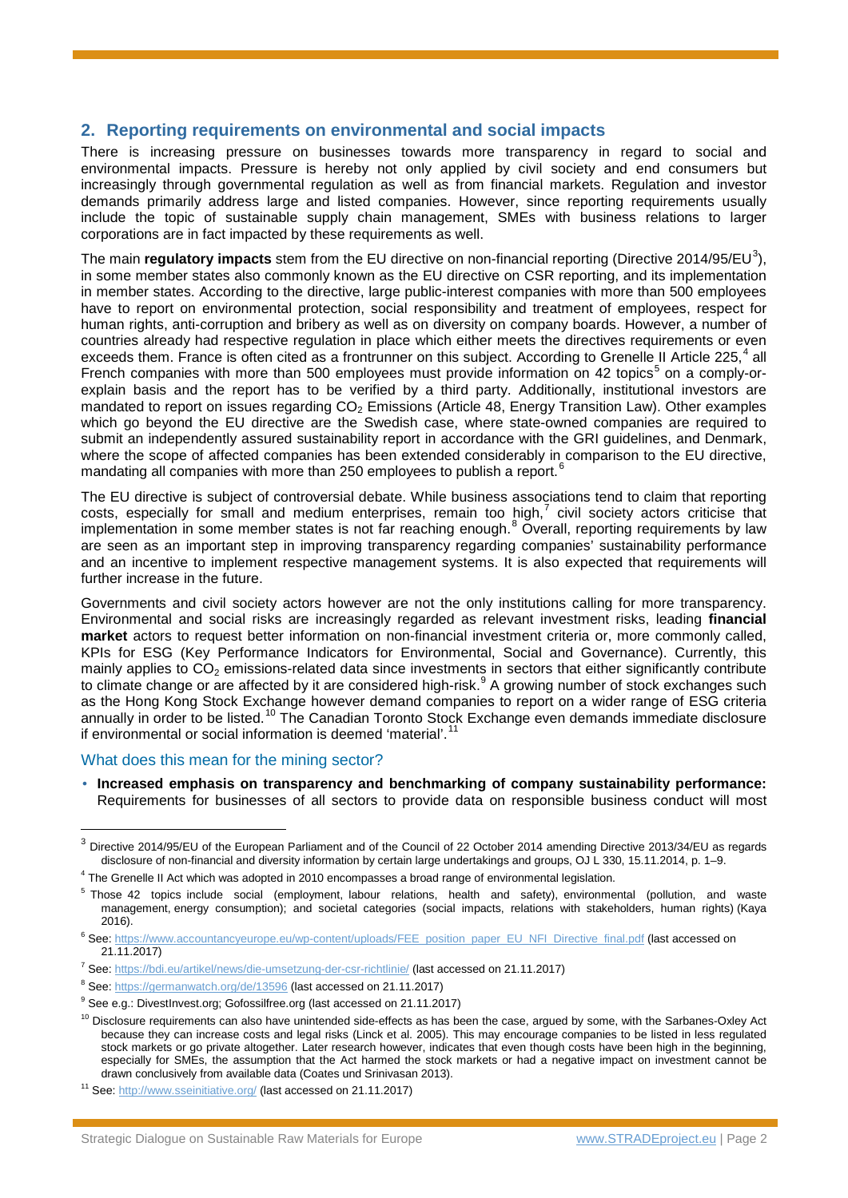## 2. Reporting requirements on environmental and social impacts

There is increasing pressure on businesses towards more transparency in regard to social and environmental impacts. Pressure is hereby not only applied by civil society and end consumers but increasingly through governmental regulation as well as from financial markets. Regulation and investor demands primarily address large and listed companies. However, since reporting requirements usually include the topic of sustainable supply chain management, SMEs with business relations to larger corporations are in fact impacted by these requirements as well.

The main **regulatory impacts** stem from the EU directive on non-financial reporting (Directive 2014/95/EU[3]), in some member states also commonly known as the EU directive on CSR reporting, and its implementation in member states. According to the directive, large public-interest companies with more than 500 employees have to report on environmental protection, social responsibility and treatment of employees, respect for human rights, anti-corruption and bribery as well as on diversity on company boards. However, a number of countries already had respective regulation in place which either meets the directives requirements or even exceeds them. France is often cited as a frontrunner on this subject. According to Grenelle II Article 225,[4] all French companies with more than 500 employees must provide information on 42 topics[5] on a comply-or-explain basis and the report has to be verified by a third party. Additionally, institutional investors are mandated to report on issues regarding $CO_2$ Emissions (Article 48, Energy Transition Law). Other examples which go beyond the EU directive are the Swedish case, where state-owned companies are required to submit an independently assured sustainability report in accordance with the GRI guidelines, and Denmark, where the scope of affected companies has been extended considerably in comparison to the EU directive, mandating all companies with more than 250 employees to publish a report.[6]

The EU directive is subject of controversial debate. While business associations tend to claim that reporting costs, especially for small and medium enterprises, remain too high,[7] civil society actors criticise that implementation in some member states is not far reaching enough.[8] Overall, reporting requirements by law are seen as an important step in improving transparency regarding companies' sustainability performance and an incentive to implement respective management systems. It is also expected that requirements will further increase in the future.

Governments and civil society actors however are not the only institutions calling for more transparency. Environmental and social risks are increasingly regarded as relevant investment risks, leading **financial market** actors to request better information on non-financial investment criteria or, more commonly called, KPIs for ESG (Key Performance Indicators for Environmental, Social and Governance). Currently, this mainly applies to $CO_2$ emissions-related data since investments in sectors that either significantly contribute to climate change or are affected by it are considered high-risk.[9] A growing number of stock exchanges such as the Hong Kong Stock Exchange however demand companies to report on a wider range of ESG criteria annually in order to be listed.[10] The Canadian Toronto Stock Exchange even demands immediate disclosure if environmental or social information is deemed 'material'.[11]

### What does this mean for the mining sector?

- **Increased emphasis on transparency and benchmarking of company sustainability performance:** Requirements for businesses of all sectors to provide data on responsible business conduct will most

---

[3] Directive 2014/95/EU of the European Parliament and of the Council of 22 October 2014 amending Directive 2013/34/EU as regards disclosure of non-financial and diversity information by certain large undertakings and groups, OJ L 330, 15.11.2014, p. 1–9.

[4] The Grenelle II Act which was adopted in 2010 encompasses a broad range of environmental legislation.

[5] Those 42 topics include social (employment, labour relations, health and safety), environmental (pollution, and waste management, energy consumption); and societal categories (social impacts, relations with stakeholders, human rights) (Kaya 2016).

[6] See: https://www.accountancyeurope.eu/wp-content/uploads/FEE_position_paper_EU_NFI_Directive_final.pdf (last accessed on 21.11.2017)

[7] See: https://bdi.eu/artikel/news/die-umsetzung-der-csr-richtlinie/ (last accessed on 21.11.2017)

[8] See: https://germanwatch.org/de/13596 (last accessed on 21.11.2017)

[9] See e.g.: DivestInvest.org; Gofossilfree.org (last accessed on 21.11.2017)

[10] Disclosure requirements can also have unintended side-effects as has been the case, argued by some, with the Sarbanes-Oxley Act because they can increase costs and legal risks (Linck et al. 2005). This may encourage companies to be listed in less regulated stock markets or go private altogether. Later research however, indicates that even though costs have been high in the beginning, especially for SMEs, the assumption that the Act harmed the stock markets or had a negative impact on investment cannot be drawn conclusively from available data (Coates und Srinivasan 2013).

[11] See: http://www.sseinitiative.org/ (last accessed on 21.11.2017)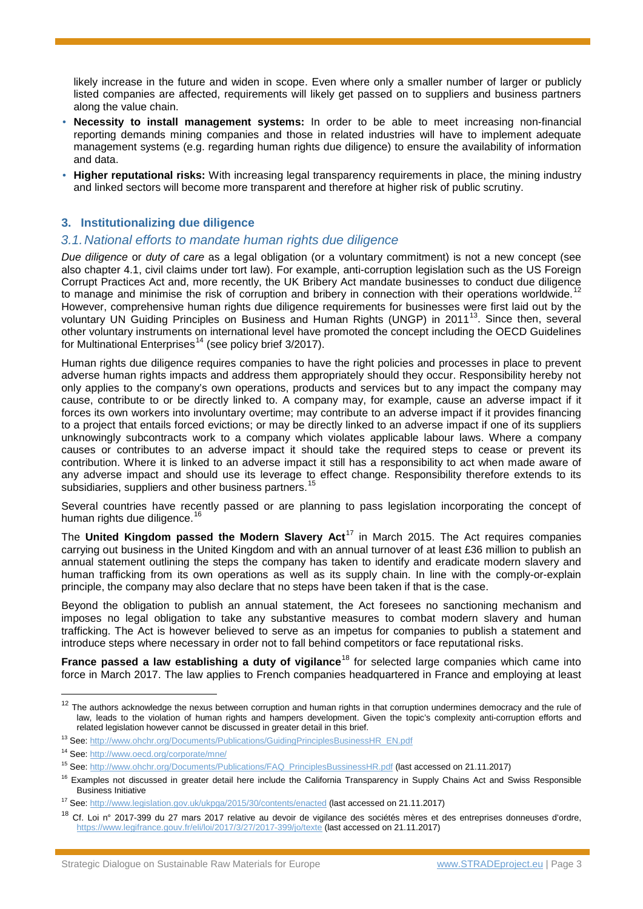likely increase in the future and widen in scope. Even where only a smaller number of larger or publicly listed companies are affected, requirements will likely get passed on to suppliers and business partners along the value chain.

- **Necessity to install management systems:** In order to be able to meet increasing non-financial reporting demands mining companies and those in related industries will have to implement adequate management systems (e.g. regarding human rights due diligence) to ensure the availability of information and data.
- **Higher reputational risks:** With increasing legal transparency requirements in place, the mining industry and linked sectors will become more transparent and therefore at higher risk of public scrutiny.

## 3. Institutionalizing due diligence

### *3.1. National efforts to mandate human rights due diligence*

*Due diligence* or *duty of care* as a legal obligation (or a voluntary commitment) is not a new concept (see also chapter 4.1, civil claims under tort law). For example, anti-corruption legislation such as the US Foreign Corrupt Practices Act and, more recently, the UK Bribery Act mandate businesses to conduct due diligence to manage and minimise the risk of corruption and bribery in connection with their operations worldwide.[12] However, comprehensive human rights due diligence requirements for businesses were first laid out by the voluntary UN Guiding Principles on Business and Human Rights (UNGP) in 2011[13]. Since then, several other voluntary instruments on international level have promoted the concept including the OECD Guidelines for Multinational Enterprises[14] (see policy brief 3/2017).

Human rights due diligence requires companies to have the right policies and processes in place to prevent adverse human rights impacts and address them appropriately should they occur. Responsibility hereby not only applies to the company's own operations, products and services but to any impact the company may cause, contribute to or be directly linked to. A company may, for example, cause an adverse impact if it forces its own workers into involuntary overtime; may contribute to an adverse impact if it provides financing to a project that entails forced evictions; or may be directly linked to an adverse impact if one of its suppliers unknowingly subcontracts work to a company which violates applicable labour laws. Where a company causes or contributes to an adverse impact it should take the required steps to cease or prevent its contribution. Where it is linked to an adverse impact it still has a responsibility to act when made aware of any adverse impact and should use its leverage to effect change. Responsibility therefore extends to its subsidiaries, suppliers and other business partners.[15]

Several countries have recently passed or are planning to pass legislation incorporating the concept of human rights due diligence.[16]

The **United Kingdom passed the Modern Slavery Act**[17] in March 2015. The Act requires companies carrying out business in the United Kingdom and with an annual turnover of at least £36 million to publish an annual statement outlining the steps the company has taken to identify and eradicate modern slavery and human trafficking from its own operations as well as its supply chain. In line with the comply-or-explain principle, the company may also declare that no steps have been taken if that is the case.

Beyond the obligation to publish an annual statement, the Act foresees no sanctioning mechanism and imposes no legal obligation to take any substantive measures to combat modern slavery and human trafficking. The Act is however believed to serve as an impetus for companies to publish a statement and introduce steps where necessary in order not to fall behind competitors or face reputational risks.

**France passed a law establishing a duty of vigilance**[18] for selected large companies which came into force in March 2017. The law applies to French companies headquartered in France and employing at least

---

[12] The authors acknowledge the nexus between corruption and human rights in that corruption undermines democracy and the rule of law, leads to the violation of human rights and hampers development. Given the topic's complexity anti-corruption efforts and related legislation however cannot be discussed in greater detail in this brief.

[13] See: http://www.ohchr.org/Documents/Publications/GuidingPrinciplesBusinessHR_EN.pdf

[14] See: http://www.oecd.org/corporate/mne/

[15] See: http://www.ohchr.org/Documents/Publications/FAQ_PrinciplesBussinessHR.pdf (last accessed on 21.11.2017)

[16] Examples not discussed in greater detail here include the California Transparency in Supply Chains Act and Swiss Responsible Business Initiative

[17] See: http://www.legislation.gov.uk/ukpga/2015/30/contents/enacted (last accessed on 21.11.2017)

[18] Cf. Loi n° 2017-399 du 27 mars 2017 relative au devoir de vigilance des sociétés mères et des entreprises donneuses d'ordre, https://www.legifrance.gouv.fr/eli/loi/2017/3/27/2017-399/jo/texte (last accessed on 21.11.2017)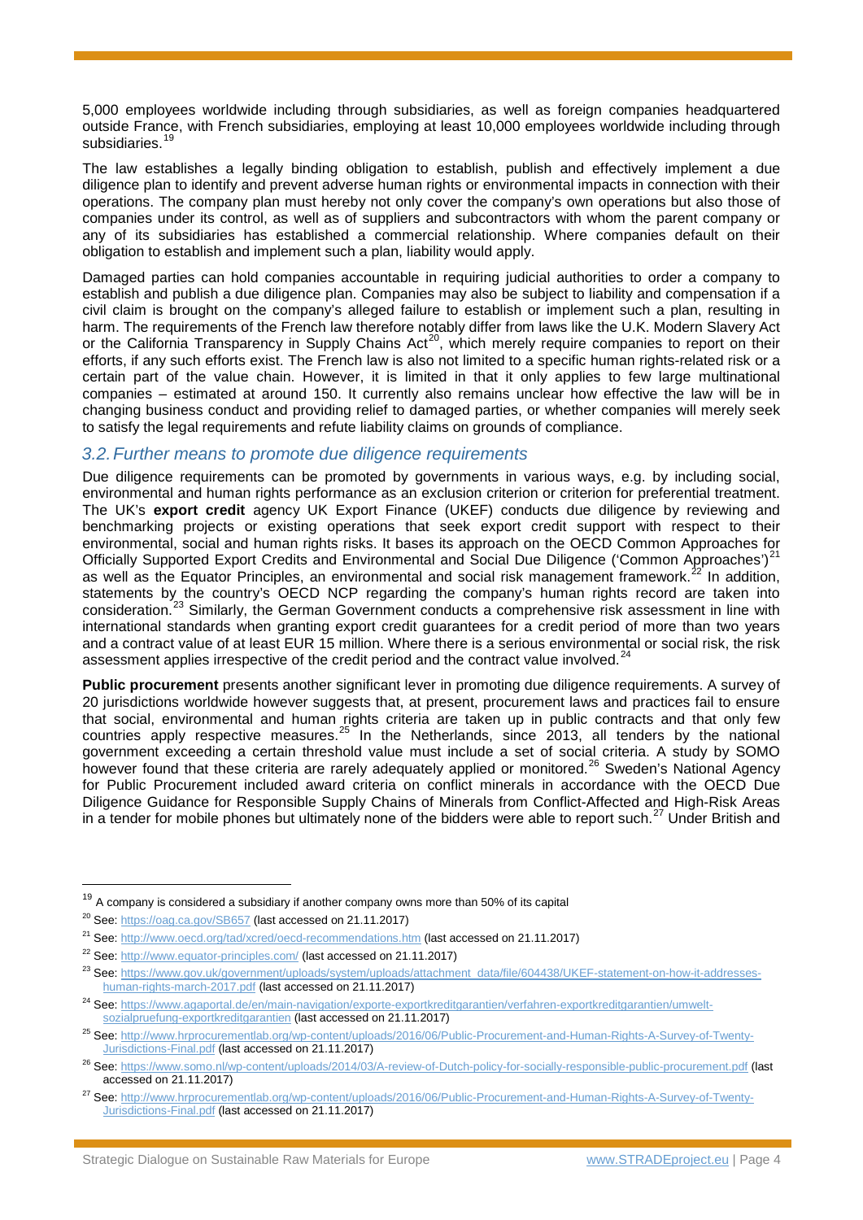5,000 employees worldwide including through subsidiaries, as well as foreign companies headquartered outside France, with French subsidiaries, employing at least 10,000 employees worldwide including through subsidiaries.[19]

The law establishes a legally binding obligation to establish, publish and effectively implement a due diligence plan to identify and prevent adverse human rights or environmental impacts in connection with their operations. The company plan must hereby not only cover the company's own operations but also those of companies under its control, as well as of suppliers and subcontractors with whom the parent company or any of its subsidiaries has established a commercial relationship. Where companies default on their obligation to establish and implement such a plan, liability would apply.

Damaged parties can hold companies accountable in requiring judicial authorities to order a company to establish and publish a due diligence plan. Companies may also be subject to liability and compensation if a civil claim is brought on the company's alleged failure to establish or implement such a plan, resulting in harm. The requirements of the French law therefore notably differ from laws like the U.K. Modern Slavery Act or the California Transparency in Supply Chains Act[20], which merely require companies to report on their efforts, if any such efforts exist. The French law is also not limited to a specific human rights-related risk or a certain part of the value chain. However, it is limited in that it only applies to few large multinational companies – estimated at around 150. It currently also remains unclear how effective the law will be in changing business conduct and providing relief to damaged parties, or whether companies will merely seek to satisfy the legal requirements and refute liability claims on grounds of compliance.

## *3.2. Further means to promote due diligence requirements*

Due diligence requirements can be promoted by governments in various ways, e.g. by including social, environmental and human rights performance as an exclusion criterion or criterion for preferential treatment. The UK's **export credit** agency UK Export Finance (UKEF) conducts due diligence by reviewing and benchmarking projects or existing operations that seek export credit support with respect to their environmental, social and human rights risks. It bases its approach on the OECD Common Approaches for Officially Supported Export Credits and Environmental and Social Due Diligence ('Common Approaches')[21] as well as the Equator Principles, an environmental and social risk management framework.[22] In addition, statements by the country's OECD NCP regarding the company's human rights record are taken into consideration.[23] Similarly, the German Government conducts a comprehensive risk assessment in line with international standards when granting export credit guarantees for a credit period of more than two years and a contract value of at least EUR 15 million. Where there is a serious environmental or social risk, the risk assessment applies irrespective of the credit period and the contract value involved.[24]

**Public procurement** presents another significant lever in promoting due diligence requirements. A survey of 20 jurisdictions worldwide however suggests that, at present, procurement laws and practices fail to ensure that social, environmental and human rights criteria are taken up in public contracts and that only few countries apply respective measures.[25] In the Netherlands, since 2013, all tenders by the national government exceeding a certain threshold value must include a set of social criteria. A study by SOMO however found that these criteria are rarely adequately applied or monitored.[26] Sweden's National Agency for Public Procurement included award criteria on conflict minerals in accordance with the OECD Due Diligence Guidance for Responsible Supply Chains of Minerals from Conflict-Affected and High-Risk Areas in a tender for mobile phones but ultimately none of the bidders were able to report such.[27] Under British and

---

[19] A company is considered a subsidiary if another company owns more than 50% of its capital

[20] See: https://oag.ca.gov/SB657 (last accessed on 21.11.2017)

[21] See: http://www.oecd.org/tad/xcred/oecd-recommendations.htm (last accessed on 21.11.2017)

[22] See: http://www.equator-principles.com/ (last accessed on 21.11.2017)

[23] See: https://www.gov.uk/government/uploads/system/uploads/attachment_data/file/604438/UKEF-statement-on-how-it-addresses-human-rights-march-2017.pdf (last accessed on 21.11.2017)

[24] See: https://www.agaportal.de/en/main-navigation/exporte-exportkreditgarantien/verfahren-exportkreditgarantien/umwelt-sozialpruefung-exportkreditgarantien (last accessed on 21.11.2017)

[25] See: http://www.hrprocurementlab.org/wp-content/uploads/2016/06/Public-Procurement-and-Human-Rights-A-Survey-of-Twenty-Jurisdictions-Final.pdf (last accessed on 21.11.2017)

[26] See: https://www.somo.nl/wp-content/uploads/2014/03/A-review-of-Dutch-policy-for-socially-responsible-public-procurement.pdf (last accessed on 21.11.2017)

[27] See: http://www.hrprocurementlab.org/wp-content/uploads/2016/06/Public-Procurement-and-Human-Rights-A-Survey-of-Twenty-Jurisdictions-Final.pdf (last accessed on 21.11.2017)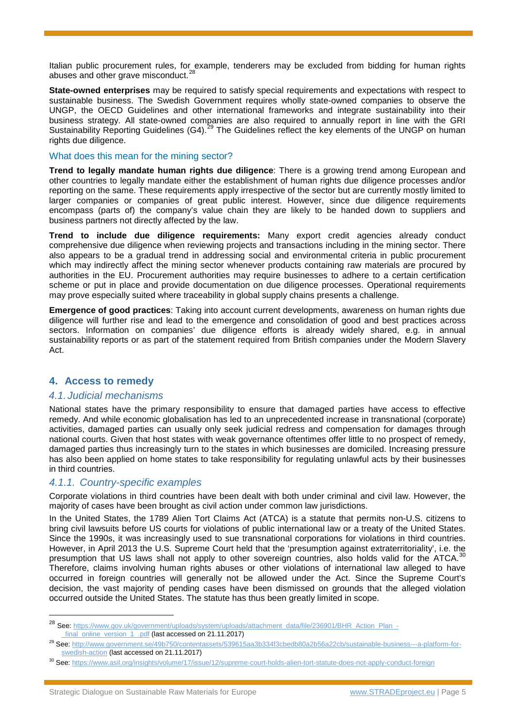Italian public procurement rules, for example, tenderers may be excluded from bidding for human rights abuses and other grave misconduct.[28]

**State-owned enterprises** may be required to satisfy special requirements and expectations with respect to sustainable business. The Swedish Government requires wholly state-owned companies to observe the UNGP, the OECD Guidelines and other international frameworks and integrate sustainability into their business strategy. All state-owned companies are also required to annually report in line with the GRI Sustainability Reporting Guidelines (G4).[29] The Guidelines reflect the key elements of the UNGP on human rights due diligence.

### What does this mean for the mining sector?

**Trend to legally mandate human rights due diligence**: There is a growing trend among European and other countries to legally mandate either the establishment of human rights due diligence processes and/or reporting on the same. These requirements apply irrespective of the sector but are currently mostly limited to larger companies or companies of great public interest. However, since due diligence requirements encompass (parts of) the company's value chain they are likely to be handed down to suppliers and business partners not directly affected by the law.

**Trend to include due diligence requirements:** Many export credit agencies already conduct comprehensive due diligence when reviewing projects and transactions including in the mining sector. There also appears to be a gradual trend in addressing social and environmental criteria in public procurement which may indirectly affect the mining sector whenever products containing raw materials are procured by authorities in the EU. Procurement authorities may require businesses to adhere to a certain certification scheme or put in place and provide documentation on due diligence processes. Operational requirements may prove especially suited where traceability in global supply chains presents a challenge.

**Emergence of good practices**: Taking into account current developments, awareness on human rights due diligence will further rise and lead to the emergence and consolidation of good and best practices across sectors. Information on companies' due diligence efforts is already widely shared, e.g. in annual sustainability reports or as part of the statement required from British companies under the Modern Slavery Act.

## 4. Access to remedy

### *4.1. Judicial mechanisms*

National states have the primary responsibility to ensure that damaged parties have access to effective remedy. And while economic globalisation has led to an unprecedented increase in transnational (corporate) activities, damaged parties can usually only seek judicial redress and compensation for damages through national courts. Given that host states with weak governance oftentimes offer little to no prospect of remedy, damaged parties thus increasingly turn to the states in which businesses are domiciled. Increasing pressure has also been applied on home states to take responsibility for regulating unlawful acts by their businesses in third countries.

#### *4.1.1. Country-specific examples*

Corporate violations in third countries have been dealt with both under criminal and civil law. However, the majority of cases have been brought as civil action under common law jurisdictions.

In the United States, the 1789 Alien Tort Claims Act (ATCA) is a statute that permits non-U.S. citizens to bring civil lawsuits before US courts for violations of public international law or a treaty of the United States. Since the 1990s, it was increasingly used to sue transnational corporations for violations in third countries. However, in April 2013 the U.S. Supreme Court held that the 'presumption against extraterritoriality', i.e. the presumption that US laws shall not apply to other sovereign countries, also holds valid for the ATCA.[30] Therefore, claims involving human rights abuses or other violations of international law alleged to have occurred in foreign countries will generally not be allowed under the Act. Since the Supreme Court's decision, the vast majority of pending cases have been dismissed on grounds that the alleged violation occurred outside the United States. The statute has thus been greatly limited in scope.

---

[28] See: https://www.gov.uk/government/uploads/system/uploads/attachment_data/file/236901/BHR_Action_Plan_-_final_online_version_1_.pdf (last accessed on 21.11.2017)

[29] See: http://www.government.se/49b750/contentassets/539615aa3b334f3cbedb80a2b56a22cb/sustainable-business---a-platform-for-swedish-action (last accessed on 21.11.2017)

[30] See: https://www.asil.org/insights/volume/17/issue/12/supreme-court-holds-alien-tort-statute-does-not-apply-conduct-foreign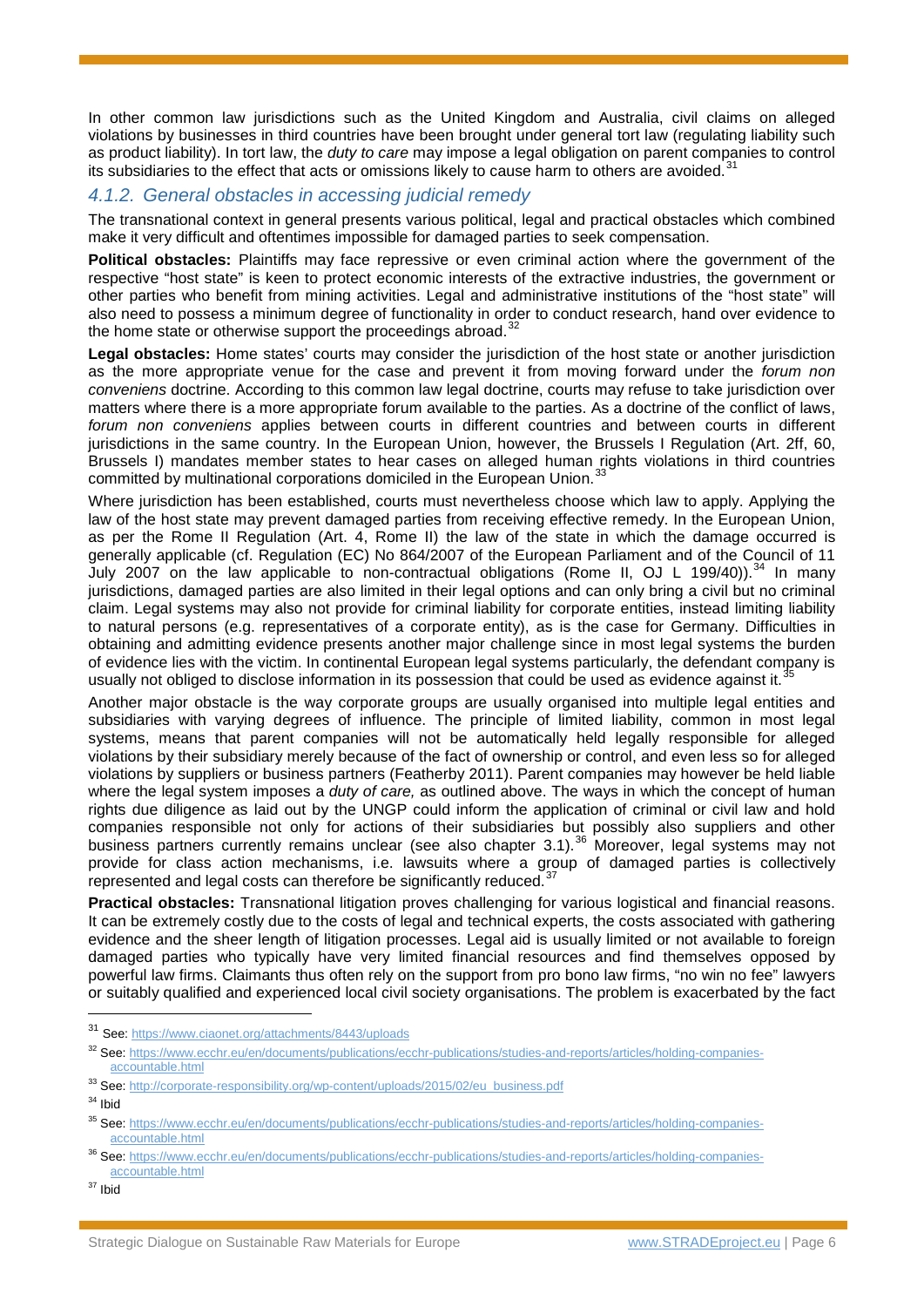In other common law jurisdictions such as the United Kingdom and Australia, civil claims on alleged violations by businesses in third countries have been brought under general tort law (regulating liability such as product liability). In tort law, the *duty to care* may impose a legal obligation on parent companies to control its subsidiaries to the effect that acts or omissions likely to cause harm to others are avoided.[31]

### *4.1.2. General obstacles in accessing judicial remedy*

The transnational context in general presents various political, legal and practical obstacles which combined make it very difficult and oftentimes impossible for damaged parties to seek compensation.

**Political obstacles:** Plaintiffs may face repressive or even criminal action where the government of the respective "host state" is keen to protect economic interests of the extractive industries, the government or other parties who benefit from mining activities. Legal and administrative institutions of the "host state" will also need to possess a minimum degree of functionality in order to conduct research, hand over evidence to the home state or otherwise support the proceedings abroad.[32]

**Legal obstacles:** Home states' courts may consider the jurisdiction of the host state or another jurisdiction as the more appropriate venue for the case and prevent it from moving forward under the *forum non conveniens* doctrine. According to this common law legal doctrine, courts may refuse to take jurisdiction over matters where there is a more appropriate forum available to the parties. As a doctrine of the conflict of laws, *forum non conveniens* applies between courts in different countries and between courts in different jurisdictions in the same country. In the European Union, however, the Brussels I Regulation (Art. 2ff, 60, Brussels I) mandates member states to hear cases on alleged human rights violations in third countries committed by multinational corporations domiciled in the European Union.[33]

Where jurisdiction has been established, courts must nevertheless choose which law to apply. Applying the law of the host state may prevent damaged parties from receiving effective remedy. In the European Union, as per the Rome II Regulation (Art. 4, Rome II) the law of the state in which the damage occurred is generally applicable (cf. Regulation (EC) No 864/2007 of the European Parliament and of the Council of 11 July 2007 on the law applicable to non-contractual obligations (Rome II, OJ L 199/40)).[34] In many jurisdictions, damaged parties are also limited in their legal options and can only bring a civil but no criminal claim. Legal systems may also not provide for criminal liability for corporate entities, instead limiting liability to natural persons (e.g. representatives of a corporate entity), as is the case for Germany. Difficulties in obtaining and admitting evidence presents another major challenge since in most legal systems the burden of evidence lies with the victim. In continental European legal systems particularly, the defendant company is usually not obliged to disclose information in its possession that could be used as evidence against it.[35]

Another major obstacle is the way corporate groups are usually organised into multiple legal entities and subsidiaries with varying degrees of influence. The principle of limited liability, common in most legal systems, means that parent companies will not be automatically held legally responsible for alleged violations by their subsidiary merely because of the fact of ownership or control, and even less so for alleged violations by suppliers or business partners (Featherby 2011). Parent companies may however be held liable where the legal system imposes a *duty of care,* as outlined above. The ways in which the concept of human rights due diligence as laid out by the UNGP could inform the application of criminal or civil law and hold companies responsible not only for actions of their subsidiaries but possibly also suppliers and other business partners currently remains unclear (see also chapter 3.1).[36] Moreover, legal systems may not provide for class action mechanisms, i.e. lawsuits where a group of damaged parties is collectively represented and legal costs can therefore be significantly reduced.[37]

**Practical obstacles:** Transnational litigation proves challenging for various logistical and financial reasons. It can be extremely costly due to the costs of legal and technical experts, the costs associated with gathering evidence and the sheer length of litigation processes. Legal aid is usually limited or not available to foreign damaged parties who typically have very limited financial resources and find themselves opposed by powerful law firms. Claimants thus often rely on the support from pro bono law firms, "no win no fee" lawyers or suitably qualified and experienced local civil society organisations. The problem is exacerbated by the fact

---

[31] See: https://www.ciaonet.org/attachments/8443/uploads

[32] See: https://www.ecchr.eu/en/documents/publications/ecchr-publications/studies-and-reports/articles/holding-companies-accountable.html

[33] See: http://corporate-responsibility.org/wp-content/uploads/2015/02/eu_business.pdf

[34] Ibid

[35] See: https://www.ecchr.eu/en/documents/publications/ecchr-publications/studies-and-reports/articles/holding-companies-accountable.html

[36] See: https://www.ecchr.eu/en/documents/publications/ecchr-publications/studies-and-reports/articles/holding-companies-accountable.html

[37] Ibid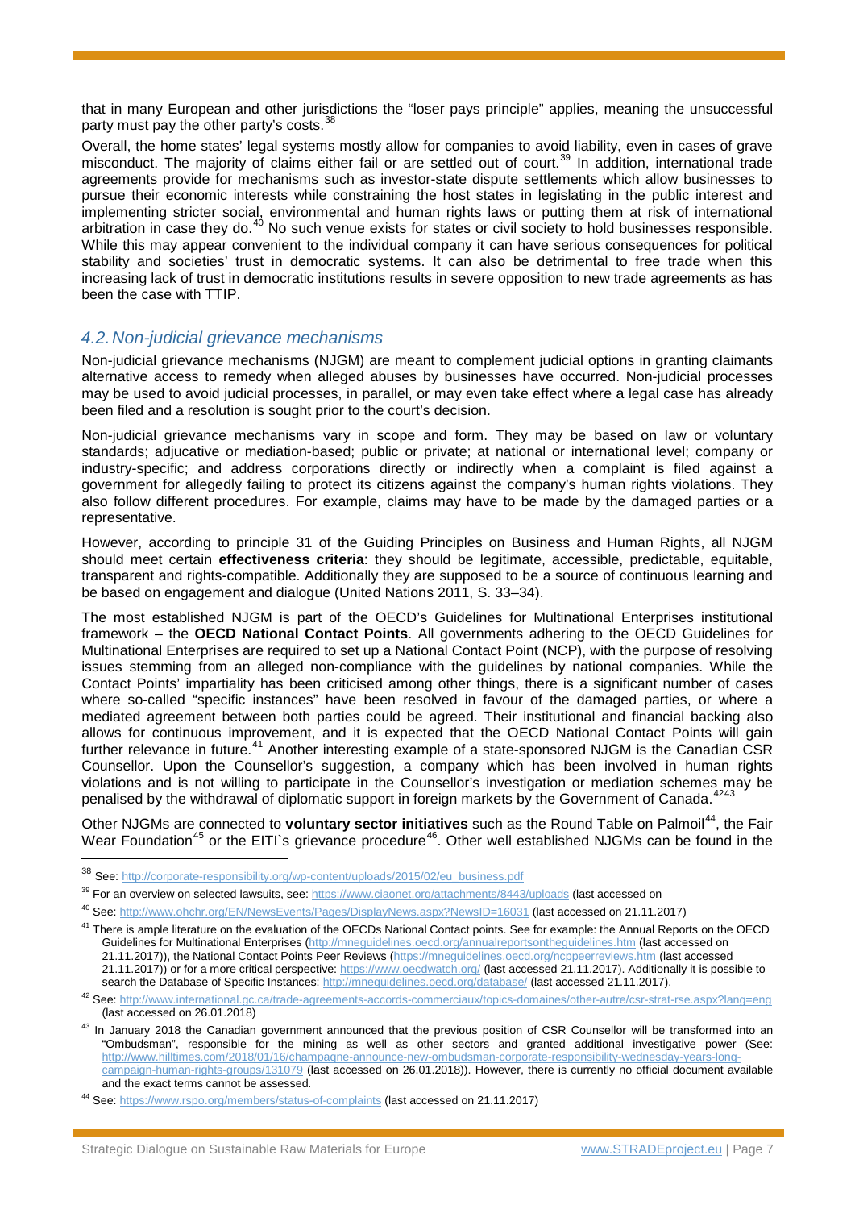that in many European and other jurisdictions the "loser pays principle" applies, meaning the unsuccessful party must pay the other party's costs.[38]

Overall, the home states' legal systems mostly allow for companies to avoid liability, even in cases of grave misconduct. The majority of claims either fail or are settled out of court.[39] In addition, international trade agreements provide for mechanisms such as investor-state dispute settlements which allow businesses to pursue their economic interests while constraining the host states in legislating in the public interest and implementing stricter social, environmental and human rights laws or putting them at risk of international arbitration in case they do.[40] No such venue exists for states or civil society to hold businesses responsible. While this may appear convenient to the individual company it can have serious consequences for political stability and societies' trust in democratic systems. It can also be detrimental to free trade when this increasing lack of trust in democratic institutions results in severe opposition to new trade agreements as has been the case with TTIP.

## *4.2. Non-judicial grievance mechanisms*

Non-judicial grievance mechanisms (NJGM) are meant to complement judicial options in granting claimants alternative access to remedy when alleged abuses by businesses have occurred. Non-judicial processes may be used to avoid judicial processes, in parallel, or may even take effect where a legal case has already been filed and a resolution is sought prior to the court's decision.

Non-judicial grievance mechanisms vary in scope and form. They may be based on law or voluntary standards; adjucative or mediation-based; public or private; at national or international level; company or industry-specific; and address corporations directly or indirectly when a complaint is filed against a government for allegedly failing to protect its citizens against the company's human rights violations. They also follow different procedures. For example, claims may have to be made by the damaged parties or a representative.

However, according to principle 31 of the Guiding Principles on Business and Human Rights, all NJGM should meet certain **effectiveness criteria**: they should be legitimate, accessible, predictable, equitable, transparent and rights-compatible. Additionally they are supposed to be a source of continuous learning and be based on engagement and dialogue (United Nations 2011, S. 33–34).

The most established NJGM is part of the OECD's Guidelines for Multinational Enterprises institutional framework – the **OECD National Contact Points**. All governments adhering to the OECD Guidelines for Multinational Enterprises are required to set up a National Contact Point (NCP), with the purpose of resolving issues stemming from an alleged non-compliance with the guidelines by national companies. While the Contact Points' impartiality has been criticised among other things, there is a significant number of cases where so-called "specific instances" have been resolved in favour of the damaged parties, or where a mediated agreement between both parties could be agreed. Their institutional and financial backing also allows for continuous improvement, and it is expected that the OECD National Contact Points will gain further relevance in future.[41] Another interesting example of a state-sponsored NJGM is the Canadian CSR Counsellor. Upon the Counsellor's suggestion, a company which has been involved in human rights violations and is not willing to participate in the Counsellor's investigation or mediation schemes may be penalised by the withdrawal of diplomatic support in foreign markets by the Government of Canada.[42][43]

Other NJGMs are connected to **voluntary sector initiatives** such as the Round Table on Palmoil[44], the Fair Wear Foundation[45] or the EITI`s grievance procedure[46]. Other well established NJGMs can be found in the

---

[38] See: http://corporate-responsibility.org/wp-content/uploads/2015/02/eu_business.pdf

[39] For an overview on selected lawsuits, see: https://www.ciaonet.org/attachments/8443/uploads (last accessed on

[40] See: http://www.ohchr.org/EN/NewsEvents/Pages/DisplayNews.aspx?NewsID=16031 (last accessed on 21.11.2017)

[41] There is ample literature on the evaluation of the OECDs National Contact points. See for example: the Annual Reports on the OECD Guidelines for Multinational Enterprises (http://mneguidelines.oecd.org/annualreportsontheguidelines.htm (last accessed on 21.11.2017)), the National Contact Points Peer Reviews (https://mneguidelines.oecd.org/ncppeerreviews.htm (last accessed 21.11.2017)) or for a more critical perspective: https://www.oecdwatch.org/ (last accessed 21.11.2017). Additionally it is possible to search the Database of Specific Instances: http://mneguidelines.oecd.org/database/ (last accessed 21.11.2017).

[42] See: http://www.international.gc.ca/trade-agreements-accords-commerciaux/topics-domaines/other-autre/csr-strat-rse.aspx?lang=eng (last accessed on 26.01.2018)

[43] In January 2018 the Canadian government announced that the previous position of CSR Counsellor will be transformed into an "Ombudsman", responsible for the mining as well as other sectors and granted additional investigative power (See: http://www.hilltimes.com/2018/01/16/champagne-announce-new-ombudsman-corporate-responsibility-wednesday-years-long-campaign-human-rights-groups/131079 (last accessed on 26.01.2018)). However, there is currently no official document available and the exact terms cannot be assessed.

[44] See: https://www.rspo.org/members/status-of-complaints (last accessed on 21.11.2017)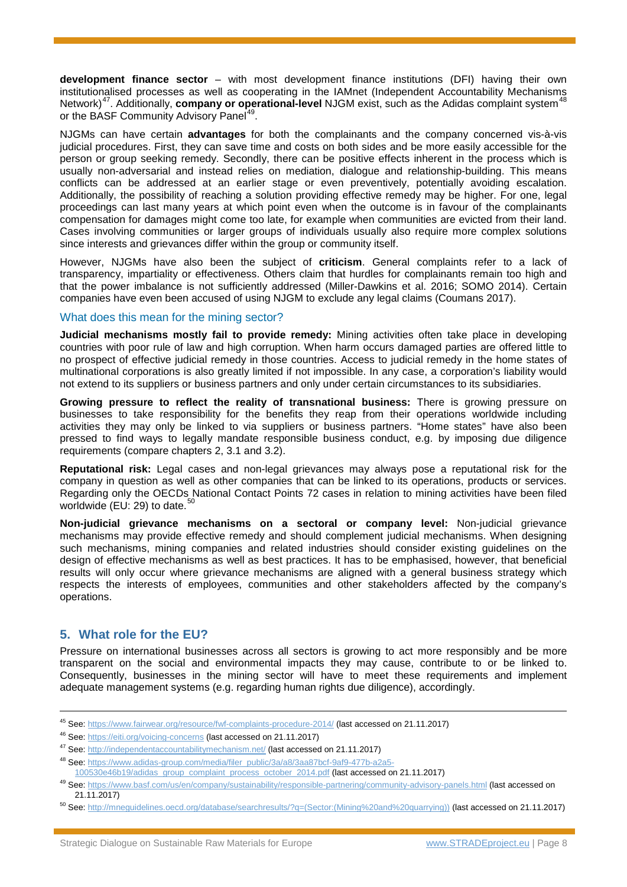**development finance sector** – with most development finance institutions (DFI) having their own institutionalised processes as well as cooperating in the IAMnet (Independent Accountability Mechanisms Network)[47]. Additionally, **company or operational-level** NJGM exist, such as the Adidas complaint system[48] or the BASF Community Advisory Panel[49].

NJGMs can have certain **advantages** for both the complainants and the company concerned vis-à-vis judicial procedures. First, they can save time and costs on both sides and be more easily accessible for the person or group seeking remedy. Secondly, there can be positive effects inherent in the process which is usually non-adversarial and instead relies on mediation, dialogue and relationship-building. This means conflicts can be addressed at an earlier stage or even preventively, potentially avoiding escalation. Additionally, the possibility of reaching a solution providing effective remedy may be higher. For one, legal proceedings can last many years at which point even when the outcome is in favour of the complainants compensation for damages might come too late, for example when communities are evicted from their land. Cases involving communities or larger groups of individuals usually also require more complex solutions since interests and grievances differ within the group or community itself.

However, NJGMs have also been the subject of **criticism**. General complaints refer to a lack of transparency, impartiality or effectiveness. Others claim that hurdles for complainants remain too high and that the power imbalance is not sufficiently addressed (Miller-Dawkins et al. 2016; SOMO 2014). Certain companies have even been accused of using NJGM to exclude any legal claims (Coumans 2017).

### What does this mean for the mining sector?

**Judicial mechanisms mostly fail to provide remedy:** Mining activities often take place in developing countries with poor rule of law and high corruption. When harm occurs damaged parties are offered little to no prospect of effective judicial remedy in those countries. Access to judicial remedy in the home states of multinational corporations is also greatly limited if not impossible. In any case, a corporation's liability would not extend to its suppliers or business partners and only under certain circumstances to its subsidiaries.

**Growing pressure to reflect the reality of transnational business:** There is growing pressure on businesses to take responsibility for the benefits they reap from their operations worldwide including activities they may only be linked to via suppliers or business partners. "Home states" have also been pressed to find ways to legally mandate responsible business conduct, e.g. by imposing due diligence requirements (compare chapters 2, 3.1 and 3.2).

**Reputational risk:** Legal cases and non-legal grievances may always pose a reputational risk for the company in question as well as other companies that can be linked to its operations, products or services. Regarding only the OECDs National Contact Points 72 cases in relation to mining activities have been filed worldwide (EU: 29) to date.[50]

**Non-judicial grievance mechanisms on a sectoral or company level:** Non-judicial grievance mechanisms may provide effective remedy and should complement judicial mechanisms. When designing such mechanisms, mining companies and related industries should consider existing guidelines on the design of effective mechanisms as well as best practices. It has to be emphasised, however, that beneficial results will only occur where grievance mechanisms are aligned with a general business strategy which respects the interests of employees, communities and other stakeholders affected by the company's operations.

## 5. What role for the EU?

Pressure on international businesses across all sectors is growing to act more responsibly and be more transparent on the social and environmental impacts they may cause, contribute to or be linked to. Consequently, businesses in the mining sector will have to meet these requirements and implement adequate management systems (e.g. regarding human rights due diligence), accordingly.

---

[45] See: https://www.fairwear.org/resource/fwf-complaints-procedure-2014/ (last accessed on 21.11.2017)

[46] See: https://eiti.org/voicing-concerns (last accessed on 21.11.2017)

[47] See: http://independentaccountabilitymechanism.net/ (last accessed on 21.11.2017)

[48] See: https://www.adidas-group.com/media/filer_public/3a/a8/3aa87bcf-9af9-477b-a2a5-100530e46b19/adidas_group_complaint_process_october_2014.pdf (last accessed on 21.11.2017)

[49] See: https://www.basf.com/us/en/company/sustainability/responsible-partnering/community-advisory-panels.html (last accessed on 21.11.2017)

[50] See: http://mneguidelines.oecd.org/database/searchresults/?q=(Sector:(Mining%20and%20quarrying)) (last accessed on 21.11.2017)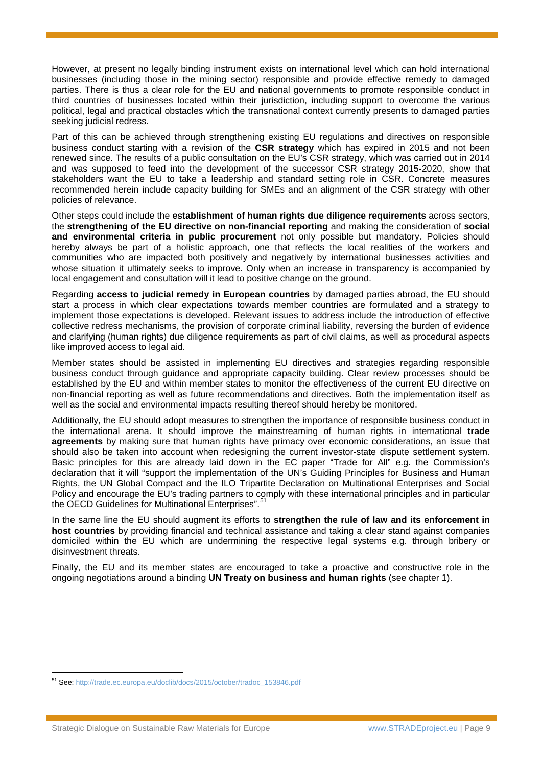However, at present no legally binding instrument exists on international level which can hold international businesses (including those in the mining sector) responsible and provide effective remedy to damaged parties. There is thus a clear role for the EU and national governments to promote responsible conduct in third countries of businesses located within their jurisdiction, including support to overcome the various political, legal and practical obstacles which the transnational context currently presents to damaged parties seeking judicial redress.

Part of this can be achieved through strengthening existing EU regulations and directives on responsible business conduct starting with a revision of the **CSR strategy** which has expired in 2015 and not been renewed since. The results of a public consultation on the EU's CSR strategy, which was carried out in 2014 and was supposed to feed into the development of the successor CSR strategy 2015-2020, show that stakeholders want the EU to take a leadership and standard setting role in CSR. Concrete measures recommended herein include capacity building for SMEs and an alignment of the CSR strategy with other policies of relevance.

Other steps could include the **establishment of human rights due diligence requirements** across sectors, the **strengthening of the EU directive on non-financial reporting** and making the consideration of **social and environmental criteria in public procurement** not only possible but mandatory. Policies should hereby always be part of a holistic approach, one that reflects the local realities of the workers and communities who are impacted both positively and negatively by international businesses activities and whose situation it ultimately seeks to improve. Only when an increase in transparency is accompanied by local engagement and consultation will it lead to positive change on the ground.

Regarding **access to judicial remedy in European countries** by damaged parties abroad, the EU should start a process in which clear expectations towards member countries are formulated and a strategy to implement those expectations is developed. Relevant issues to address include the introduction of effective collective redress mechanisms, the provision of corporate criminal liability, reversing the burden of evidence and clarifying (human rights) due diligence requirements as part of civil claims, as well as procedural aspects like improved access to legal aid.

Member states should be assisted in implementing EU directives and strategies regarding responsible business conduct through guidance and appropriate capacity building. Clear review processes should be established by the EU and within member states to monitor the effectiveness of the current EU directive on non-financial reporting as well as future recommendations and directives. Both the implementation itself as well as the social and environmental impacts resulting thereof should hereby be monitored.

Additionally, the EU should adopt measures to strengthen the importance of responsible business conduct in the international arena. It should improve the mainstreaming of human rights in international **trade agreements** by making sure that human rights have primacy over economic considerations, an issue that should also be taken into account when redesigning the current investor-state dispute settlement system. Basic principles for this are already laid down in the EC paper "Trade for All" e.g. the Commission's declaration that it will "support the implementation of the UN's Guiding Principles for Business and Human Rights, the UN Global Compact and the ILO Tripartite Declaration on Multinational Enterprises and Social Policy and encourage the EU's trading partners to comply with these international principles and in particular the OECD Guidelines for Multinational Enterprises".[51]

In the same line the EU should augment its efforts to **strengthen the rule of law and its enforcement in host countries** by providing financial and technical assistance and taking a clear stand against companies domiciled within the EU which are undermining the respective legal systems e.g. through bribery or disinvestment threats.

Finally, the EU and its member states are encouraged to take a proactive and constructive role in the ongoing negotiations around a binding **UN Treaty on business and human rights** (see chapter 1).

---

[51] See: http://trade.ec.europa.eu/doclib/docs/2015/october/tradoc_153846.pdf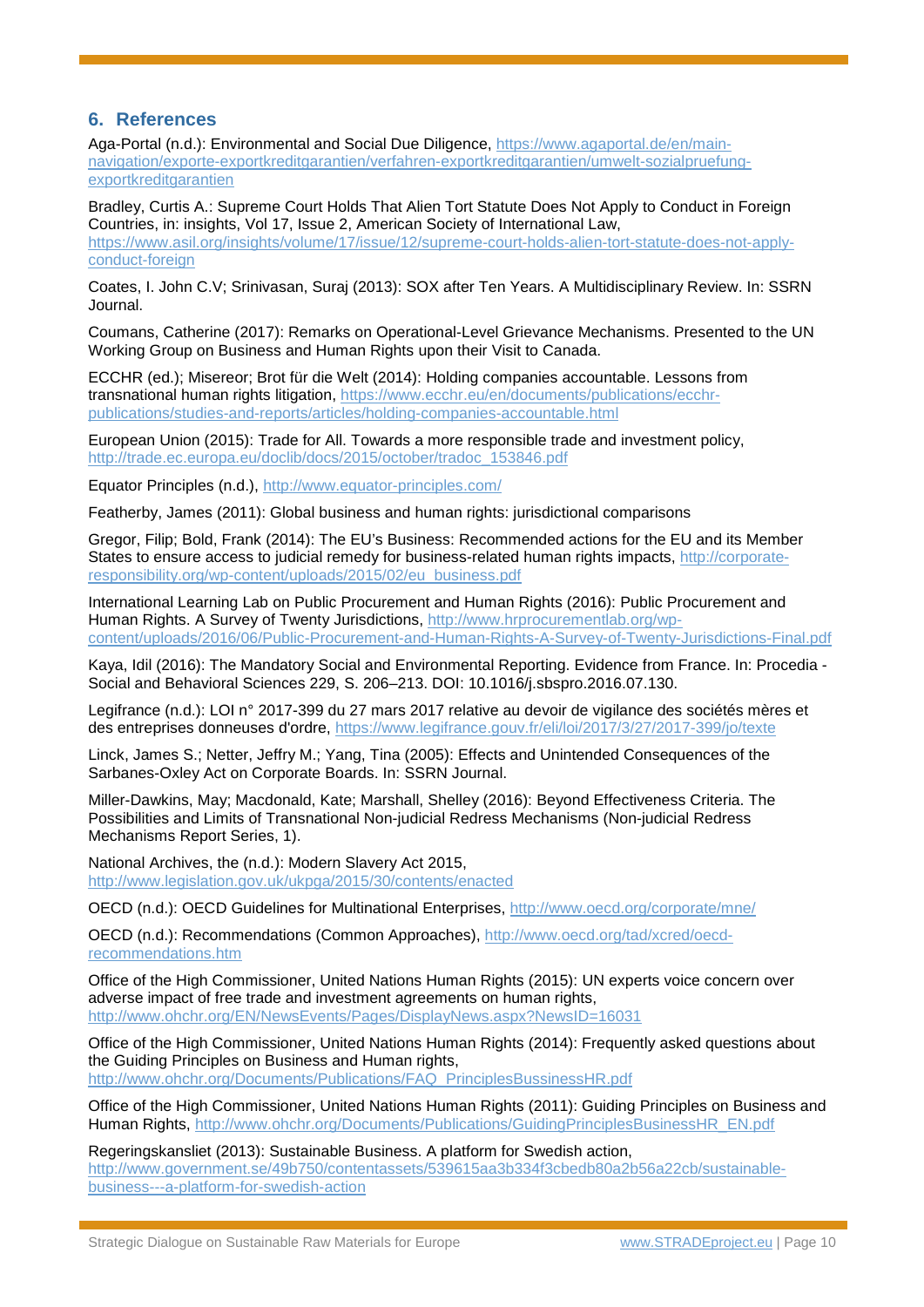## 6. References

Aga-Portal (n.d.): Environmental and Social Due Diligence, https://www.agaportal.de/en/main-navigation/exporte-exportkreditgarantien/verfahren-exportkreditgarantien/umwelt-sozialpruefung-exportkreditgarantien

Bradley, Curtis A.: Supreme Court Holds That Alien Tort Statute Does Not Apply to Conduct in Foreign Countries, in: insights, Vol 17, Issue 2, American Society of International Law, https://www.asil.org/insights/volume/17/issue/12/supreme-court-holds-alien-tort-statute-does-not-apply-conduct-foreign

Coates, I. John C.V; Srinivasan, Suraj (2013): SOX after Ten Years. A Multidisciplinary Review. In: SSRN Journal.

Coumans, Catherine (2017): Remarks on Operational-Level Grievance Mechanisms. Presented to the UN Working Group on Business and Human Rights upon their Visit to Canada.

ECCHR (ed.); Misereor; Brot für die Welt (2014): Holding companies accountable. Lessons from transnational human rights litigation, https://www.ecchr.eu/en/documents/publications/ecchr-publications/studies-and-reports/articles/holding-companies-accountable.html

European Union (2015): Trade for All. Towards a more responsible trade and investment policy, http://trade.ec.europa.eu/doclib/docs/2015/october/tradoc_153846.pdf

Equator Principles (n.d.), http://www.equator-principles.com/

Featherby, James (2011): Global business and human rights: jurisdictional comparisons

Gregor, Filip; Bold, Frank (2014): The EU's Business: Recommended actions for the EU and its Member States to ensure access to judicial remedy for business-related human rights impacts, http://corporate-responsibility.org/wp-content/uploads/2015/02/eu_business.pdf

International Learning Lab on Public Procurement and Human Rights (2016): Public Procurement and Human Rights. A Survey of Twenty Jurisdictions, http://www.hrprocurementlab.org/wp-content/uploads/2016/06/Public-Procurement-and-Human-Rights-A-Survey-of-Twenty-Jurisdictions-Final.pdf

Kaya, Idil (2016): The Mandatory Social and Environmental Reporting. Evidence from France. In: Procedia - Social and Behavioral Sciences 229, S. 206–213. DOI: 10.1016/j.sbspro.2016.07.130.

Legifrance (n.d.): LOI n° 2017-399 du 27 mars 2017 relative au devoir de vigilance des sociétés mères et des entreprises donneuses d'ordre, https://www.legifrance.gouv.fr/eli/loi/2017/3/27/2017-399/jo/texte

Linck, James S.; Netter, Jeffry M.; Yang, Tina (2005): Effects and Unintended Consequences of the Sarbanes-Oxley Act on Corporate Boards. In: SSRN Journal.

Miller-Dawkins, May; Macdonald, Kate; Marshall, Shelley (2016): Beyond Effectiveness Criteria. The Possibilities and Limits of Transnational Non-judicial Redress Mechanisms (Non-judicial Redress Mechanisms Report Series, 1).

National Archives, the (n.d.): Modern Slavery Act 2015, http://www.legislation.gov.uk/ukpga/2015/30/contents/enacted

OECD (n.d.): OECD Guidelines for Multinational Enterprises, http://www.oecd.org/corporate/mne/

OECD (n.d.): Recommendations (Common Approaches), http://www.oecd.org/tad/xcred/oecd-recommendations.htm

Office of the High Commissioner, United Nations Human Rights (2015): UN experts voice concern over adverse impact of free trade and investment agreements on human rights, http://www.ohchr.org/EN/NewsEvents/Pages/DisplayNews.aspx?NewsID=16031

Office of the High Commissioner, United Nations Human Rights (2014): Frequently asked questions about the Guiding Principles on Business and Human rights, http://www.ohchr.org/Documents/Publications/FAQ_PrinciplesBussinessHR.pdf

Office of the High Commissioner, United Nations Human Rights (2011): Guiding Principles on Business and Human Rights, http://www.ohchr.org/Documents/Publications/GuidingPrinciplesBusinessHR_EN.pdf

Regeringskansliet (2013): Sustainable Business. A platform for Swedish action, http://www.government.se/49b750/contentassets/539615aa3b334f3cbedb80a2b56a22cb/sustainable-business---a-platform-for-swedish-action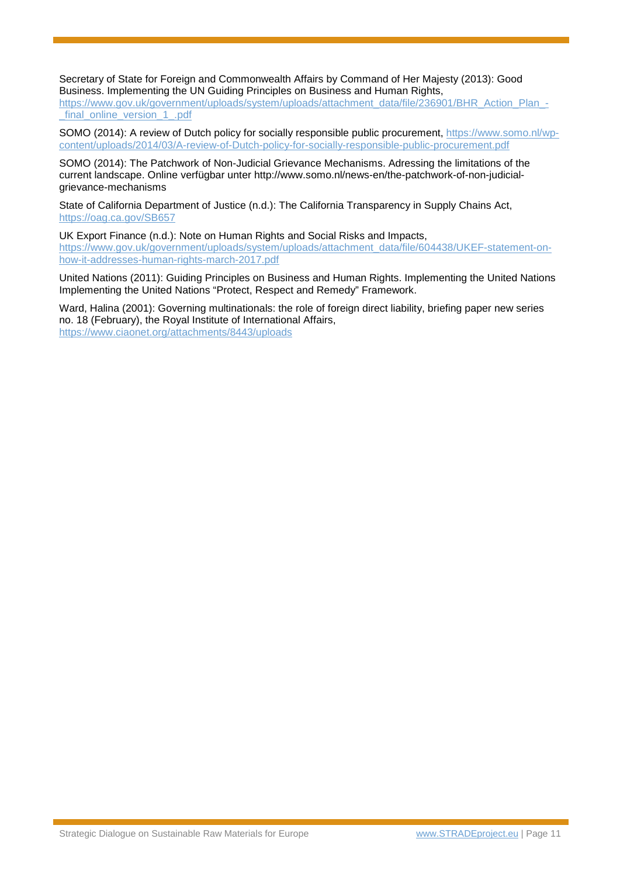Secretary of State for Foreign and Commonwealth Affairs by Command of Her Majesty (2013): Good Business. Implementing the UN Guiding Principles on Business and Human Rights, https://www.gov.uk/government/uploads/system/uploads/attachment_data/file/236901/BHR_Action_Plan_-_final_online_version_1_.pdf

SOMO (2014): A review of Dutch policy for socially responsible public procurement, https://www.somo.nl/wp-content/uploads/2014/03/A-review-of-Dutch-policy-for-socially-responsible-public-procurement.pdf

SOMO (2014): The Patchwork of Non-Judicial Grievance Mechanisms. Adressing the limitations of the current landscape. Online verfügbar unter http://www.somo.nl/news-en/the-patchwork-of-non-judicial-grievance-mechanisms

State of California Department of Justice (n.d.): The California Transparency in Supply Chains Act, https://oag.ca.gov/SB657

UK Export Finance (n.d.): Note on Human Rights and Social Risks and Impacts, https://www.gov.uk/government/uploads/system/uploads/attachment_data/file/604438/UKEF-statement-on-how-it-addresses-human-rights-march-2017.pdf

United Nations (2011): Guiding Principles on Business and Human Rights. Implementing the United Nations Implementing the United Nations "Protect, Respect and Remedy" Framework.

Ward, Halina (2001): Governing multinationals: the role of foreign direct liability, briefing paper new series no. 18 (February), the Royal Institute of International Affairs, https://www.ciaonet.org/attachments/8443/uploads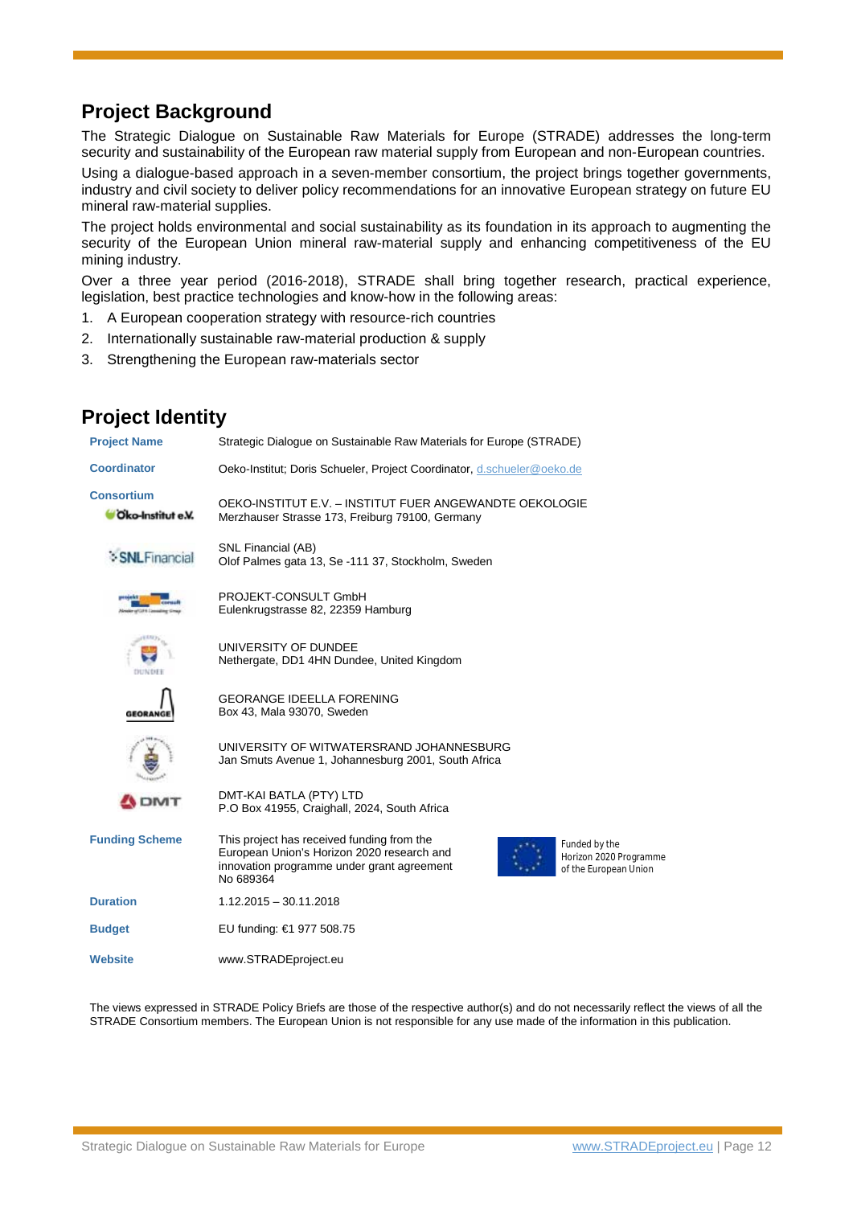## Project Background

The Strategic Dialogue on Sustainable Raw Materials for Europe (STRADE) addresses the long-term security and sustainability of the European raw material supply from European and non-European countries.

Using a dialogue-based approach in a seven-member consortium, the project brings together governments, industry and civil society to deliver policy recommendations for an innovative European strategy on future EU mineral raw-material supplies.

The project holds environmental and social sustainability as its foundation in its approach to augmenting the security of the European Union mineral raw-material supply and enhancing competitiveness of the EU mining industry.

Over a three year period (2016-2018), STRADE shall bring together research, practical experience, legislation, best practice technologies and know-how in the following areas:

1. A European cooperation strategy with resource-rich countries
2. Internationally sustainable raw-material production & supply
3. Strengthening the European raw-materials sector

## Project Identity

| | |
|---|---|
| **Project Name** | Strategic Dialogue on Sustainable Raw Materials for Europe (STRADE) |
| **Coordinator** | Oeko-Institut; Doris Schueler, Project Coordinator, d.schueler@oeko.de |
| **Consortium** | OEKO-INSTITUT E.V. – INSTITUT FUER ANGEWANDTE OEKOLOGIE<br>Merzhauser Strasse 173, Freiburg 79100, Germany |
| | SNL Financial (AB)<br>Olof Palmes gata 13, Se -111 37, Stockholm, Sweden |
| | PROJEKT-CONSULT GmbH<br>Eulenkrugstrasse 82, 22359 Hamburg |
| | UNIVERSITY OF DUNDEE<br>Nethergate, DD1 4HN Dundee, United Kingdom |
| | GEORANGE IDEELLA FORENING<br>Box 43, Mala 93070, Sweden |
| | UNIVERSITY OF WITWATERSRAND JOHANNESBURG<br>Jan Smuts Avenue 1, Johannesburg 2001, South Africa |
| | DMT-KAI BATLA (PTY) LTD<br>P.O Box 41955, Craighall, 2024, South Africa |
| **Funding Scheme** | This project has received funding from the European Union's Horizon 2020 research and innovation programme under grant agreement No 689364<br>Funded by the Horizon 2020 Programme of the European Union |
| **Duration** | 1.12.2015 – 30.11.2018 |
| **Budget** | EU funding: €1 977 508.75 |
| **Website** | www.STRADEproject.eu |

The views expressed in STRADE Policy Briefs are those of the respective author(s) and do not necessarily reflect the views of all the STRADE Consortium members. The European Union is not responsible for any use made of the information in this publication.